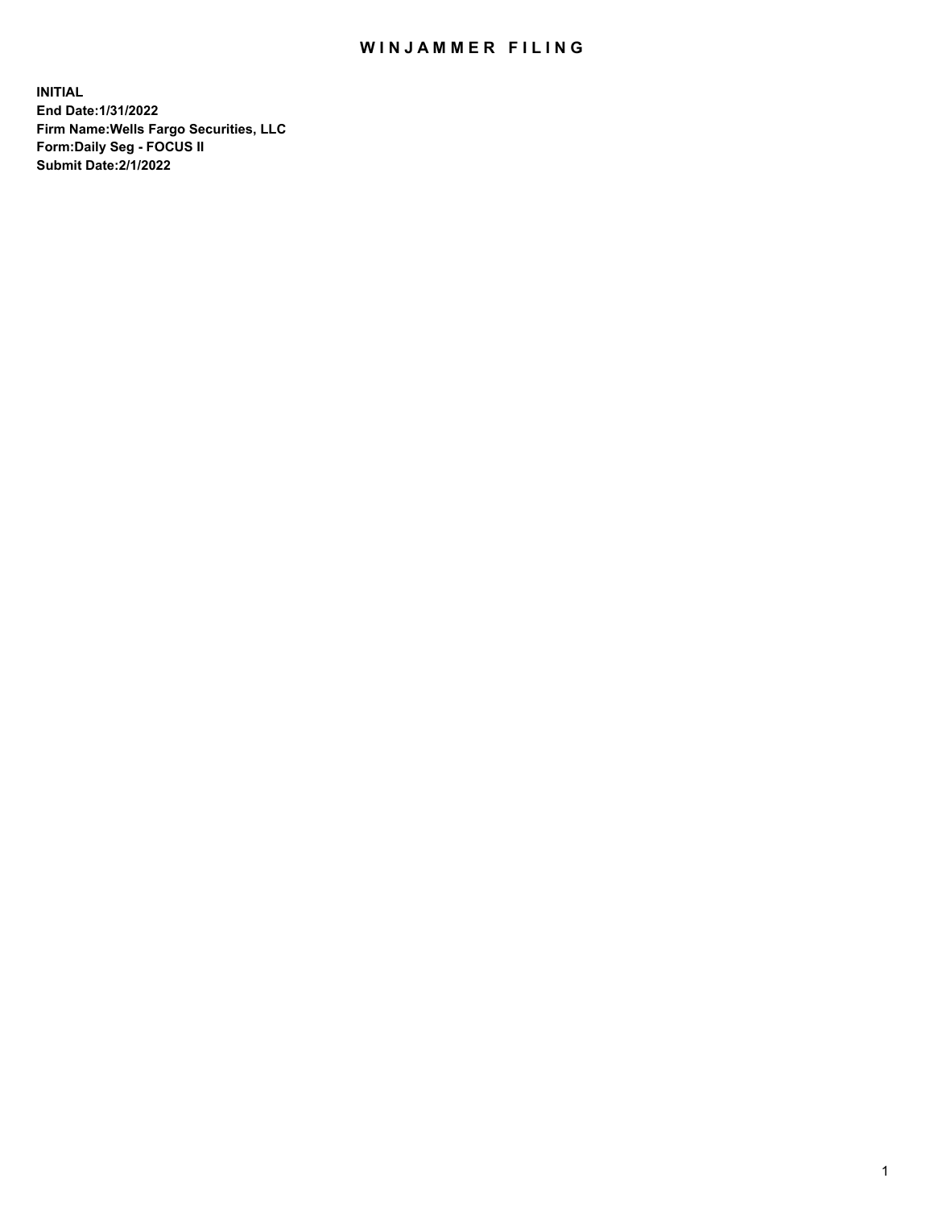# WINJAMMER FILING

**INITIAL**
**End Date:1/31/2022**
**Firm Name:Wells Fargo Securities, LLC**
**Form:Daily Seg - FOCUS II**
**Submit Date:2/1/2022**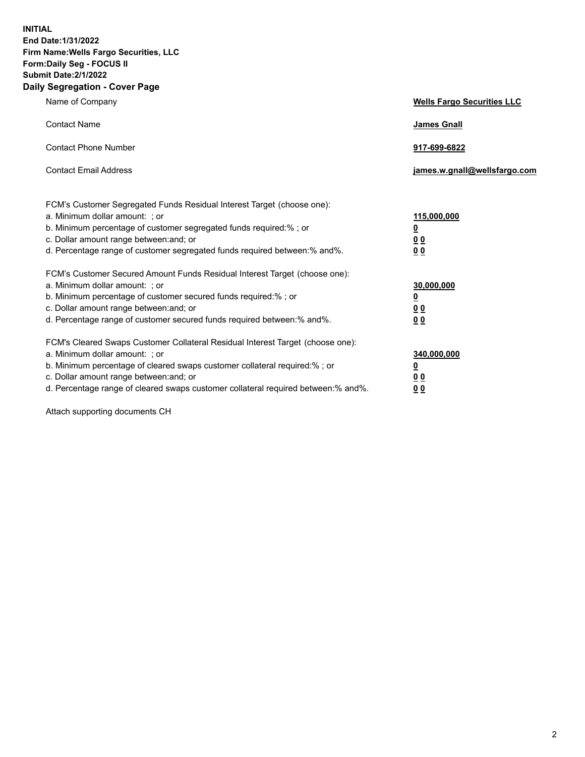**INITIAL**
**End Date:1/31/2022**
**Firm Name:Wells Fargo Securities, LLC**
**Form:Daily Seg - FOCUS II**
**Submit Date:2/1/2022**

## Daily Segregation - Cover Page

| | |
|---|---|
| Name of Company | **Wells Fargo Securities LLC** |
| Contact Name | **James Gnall** |
| Contact Phone Number | **917-699-6822** |
| Contact Email Address | **james.w.gnall@wellsfargo.com** |

| | |
|---|---|
| FCM's Customer Segregated Funds Residual Interest Target (choose one): | |
| a. Minimum dollar amount: ; or | **115,000,000** |
| b. Minimum percentage of customer segregated funds required:% ; or | **0** |
| c. Dollar amount range between:and; or | **0 0** |
| d. Percentage range of customer segregated funds required between:% and%. | **0 0** |
| FCM's Customer Secured Amount Funds Residual Interest Target (choose one): | |
| a. Minimum dollar amount: ; or | **30,000,000** |
| b. Minimum percentage of customer secured funds required:% ; or | **0** |
| c. Dollar amount range between:and; or | **0 0** |
| d. Percentage range of customer secured funds required between:% and%. | **0 0** |
| FCM's Cleared Swaps Customer Collateral Residual Interest Target (choose one): | |
| a. Minimum dollar amount: ; or | **340,000,000** |
| b. Minimum percentage of cleared swaps customer collateral required:% ; or | **0** |
| c. Dollar amount range between:and; or | **0 0** |
| d. Percentage range of cleared swaps customer collateral required between:% and%. | **0 0** |

Attach supporting documents CH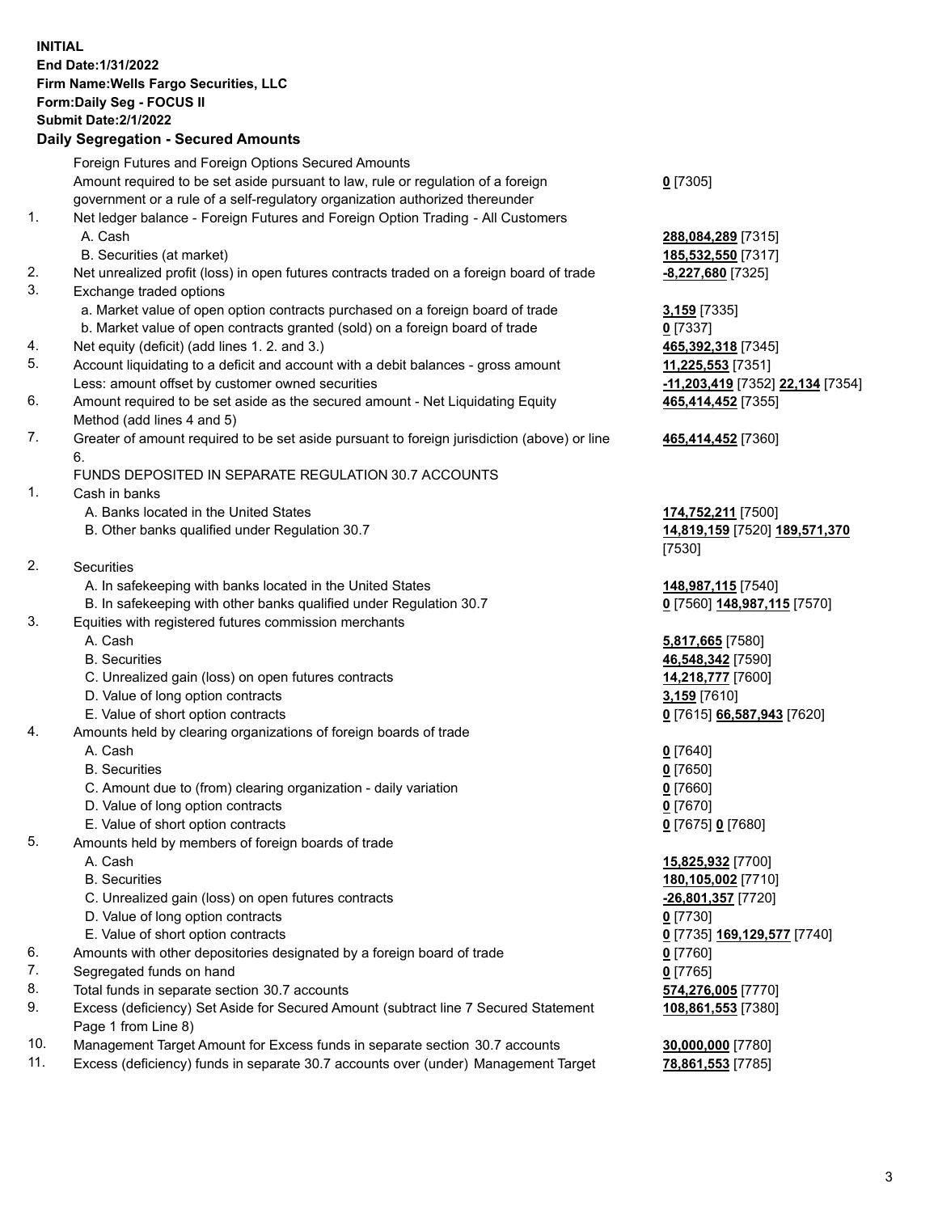**INITIAL**
**End Date:1/31/2022**
**Firm Name:Wells Fargo Securities, LLC**
**Form:Daily Seg - FOCUS II**
**Submit Date:2/1/2022**

## Daily Segregation - Secured Amounts

| | | |
|---|---|---|
| | Foreign Futures and Foreign Options Secured Amounts | |
| | Amount required to be set aside pursuant to law, rule or regulation of a foreign government or a rule of a self-regulatory organization authorized thereunder | **0** [7305] |
| 1. | Net ledger balance - Foreign Futures and Foreign Option Trading - All Customers | |
| | A. Cash | **288,084,289** [7315] |
| | B. Securities (at market) | **185,532,550** [7317] |
| 2. | Net unrealized profit (loss) in open futures contracts traded on a foreign board of trade | **-8,227,680** [7325] |
| 3. | Exchange traded options | |
| | a. Market value of open option contracts purchased on a foreign board of trade | **3,159** [7335] |
| | b. Market value of open contracts granted (sold) on a foreign board of trade | **0** [7337] |
| 4. | Net equity (deficit) (add lines 1. 2. and 3.) | **465,392,318** [7345] |
| 5. | Account liquidating to a deficit and account with a debit balances - gross amount | **11,225,553** [7351] |
| | Less: amount offset by customer owned securities | **-11,203,419** [7352] **22,134** [7354] |
| 6. | Amount required to be set aside as the secured amount - Net Liquidating Equity Method (add lines 4 and 5) | **465,414,452** [7355] |
| 7. | Greater of amount required to be set aside pursuant to foreign jurisdiction (above) or line 6. | **465,414,452** [7360] |
| | FUNDS DEPOSITED IN SEPARATE REGULATION 30.7 ACCOUNTS | |
| 1. | Cash in banks | |
| | A. Banks located in the United States | **174,752,211** [7500] |
| | B. Other banks qualified under Regulation 30.7 | **14,819,159** [7520] **189,571,370** [7530] |
| 2. | Securities | |
| | A. In safekeeping with banks located in the United States | **148,987,115** [7540] |
| | B. In safekeeping with other banks qualified under Regulation 30.7 | **0** [7560] **148,987,115** [7570] |
| 3. | Equities with registered futures commission merchants | |
| | A. Cash | **5,817,665** [7580] |
| | B. Securities | **46,548,342** [7590] |
| | C. Unrealized gain (loss) on open futures contracts | **14,218,777** [7600] |
| | D. Value of long option contracts | **3,159** [7610] |
| | E. Value of short option contracts | **0** [7615] **66,587,943** [7620] |
| 4. | Amounts held by clearing organizations of foreign boards of trade | |
| | A. Cash | **0** [7640] |
| | B. Securities | **0** [7650] |
| | C. Amount due to (from) clearing organization - daily variation | **0** [7660] |
| | D. Value of long option contracts | **0** [7670] |
| | E. Value of short option contracts | **0** [7675] **0** [7680] |
| 5. | Amounts held by members of foreign boards of trade | |
| | A. Cash | **15,825,932** [7700] |
| | B. Securities | **180,105,002** [7710] |
| | C. Unrealized gain (loss) on open futures contracts | **-26,801,357** [7720] |
| | D. Value of long option contracts | **0** [7730] |
| | E. Value of short option contracts | **0** [7735] **169,129,577** [7740] |
| 6. | Amounts with other depositories designated by a foreign board of trade | **0** [7760] |
| 7. | Segregated funds on hand | **0** [7765] |
| 8. | Total funds in separate section 30.7 accounts | **574,276,005** [7770] |
| 9. | Excess (deficiency) Set Aside for Secured Amount (subtract line 7 Secured Statement Page 1 from Line 8) | **108,861,553** [7380] |
| 10. | Management Target Amount for Excess funds in separate section 30.7 accounts | **30,000,000** [7780] |
| 11. | Excess (deficiency) funds in separate 30.7 accounts over (under) Management Target | **78,861,553** [7785] |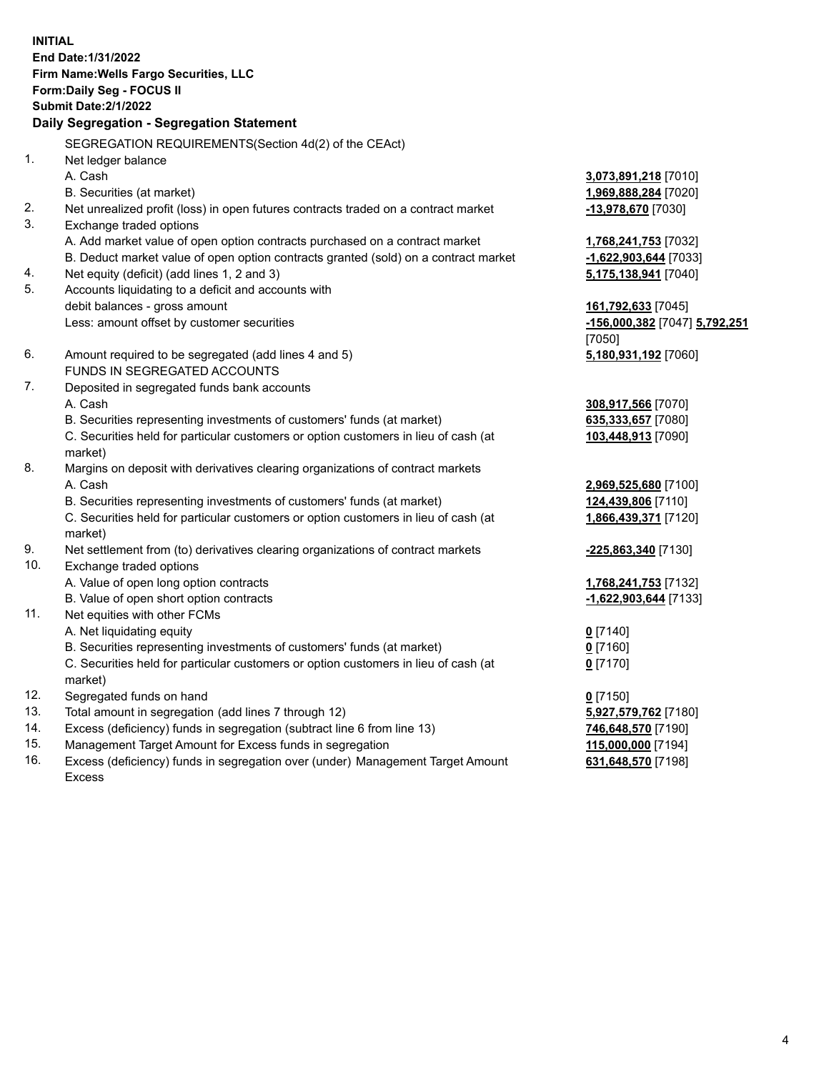**INITIAL**
**End Date:1/31/2022**
**Firm Name:Wells Fargo Securities, LLC**
**Form:Daily Seg - FOCUS II**
**Submit Date:2/1/2022**

## Daily Segregation - Segregation Statement

| | | |
|---|---|---|
| | SEGREGATION REQUIREMENTS(Section 4d(2) of the CEAct) | |
| 1. | Net ledger balance | |
| | A. Cash | **3,073,891,218** [7010] |
| | B. Securities (at market) | **1,969,888,284** [7020] |
| 2. | Net unrealized profit (loss) in open futures contracts traded on a contract market | **-13,978,670** [7030] |
| 3. | Exchange traded options | |
| | A. Add market value of open option contracts purchased on a contract market | **1,768,241,753** [7032] |
| | B. Deduct market value of open option contracts granted (sold) on a contract market | **-1,622,903,644** [7033] |
| 4. | Net equity (deficit) (add lines 1, 2 and 3) | **5,175,138,941** [7040] |
| 5. | Accounts liquidating to a deficit and accounts with debit balances - gross amount | **161,792,633** [7045] |
| | Less: amount offset by customer securities | **-156,000,382** [7047] **5,792,251** [7050] |
| 6. | Amount required to be segregated (add lines 4 and 5) | **5,180,931,192** [7060] |
| | FUNDS IN SEGREGATED ACCOUNTS | |
| 7. | Deposited in segregated funds bank accounts | |
| | A. Cash | **308,917,566** [7070] |
| | B. Securities representing investments of customers' funds (at market) | **635,333,657** [7080] |
| | C. Securities held for particular customers or option customers in lieu of cash (at market) | **103,448,913** [7090] |
| 8. | Margins on deposit with derivatives clearing organizations of contract markets | |
| | A. Cash | **2,969,525,680** [7100] |
| | B. Securities representing investments of customers' funds (at market) | **124,439,806** [7110] |
| | C. Securities held for particular customers or option customers in lieu of cash (at market) | **1,866,439,371** [7120] |
| 9. | Net settlement from (to) derivatives clearing organizations of contract markets | **-225,863,340** [7130] |
| 10. | Exchange traded options | |
| | A. Value of open long option contracts | **1,768,241,753** [7132] |
| | B. Value of open short option contracts | **-1,622,903,644** [7133] |
| 11. | Net equities with other FCMs | |
| | A. Net liquidating equity | **0** [7140] |
| | B. Securities representing investments of customers' funds (at market) | **0** [7160] |
| | C. Securities held for particular customers or option customers in lieu of cash (at market) | **0** [7170] |
| 12. | Segregated funds on hand | **0** [7150] |
| 13. | Total amount in segregation (add lines 7 through 12) | **5,927,579,762** [7180] |
| 14. | Excess (deficiency) funds in segregation (subtract line 6 from line 13) | **746,648,570** [7190] |
| 15. | Management Target Amount for Excess funds in segregation | **115,000,000** [7194] |
| 16. | Excess (deficiency) funds in segregation over (under) Management Target Amount Excess | **631,648,570** [7198] |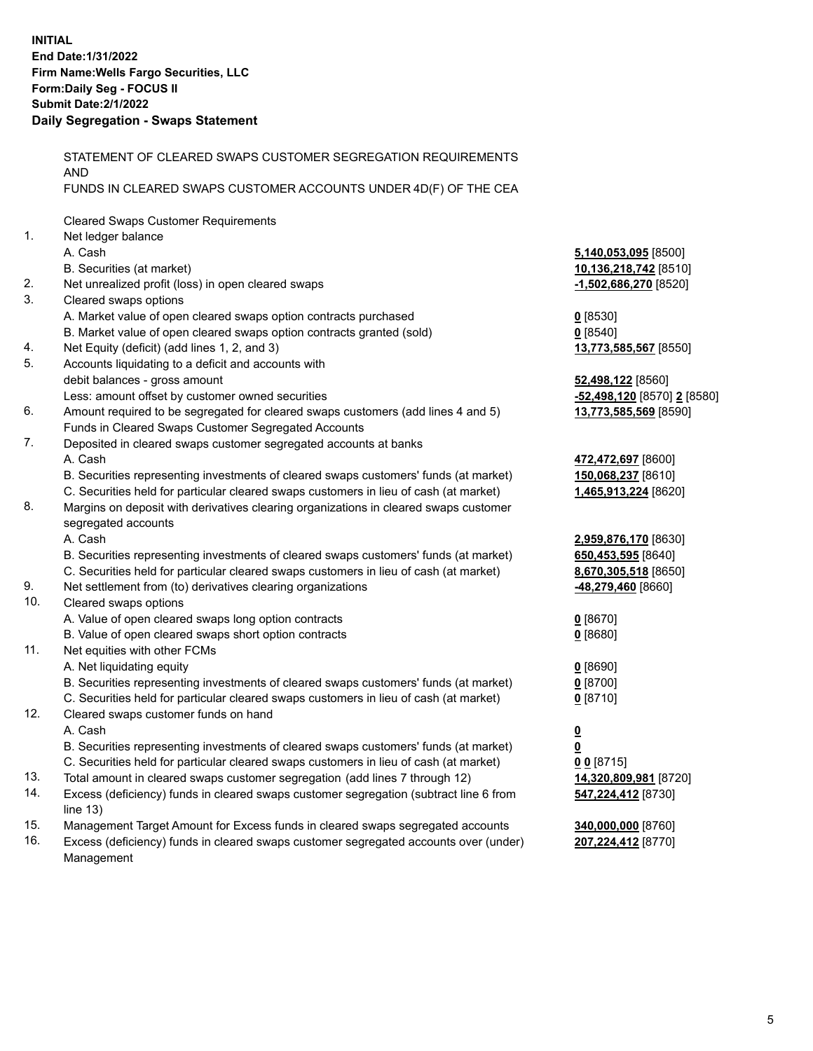**INITIAL**
**End Date:1/31/2022**
**Firm Name:Wells Fargo Securities, LLC**
**Form:Daily Seg - FOCUS II**
**Submit Date:2/1/2022**
**Daily Segregation - Swaps Statement**

STATEMENT OF CLEARED SWAPS CUSTOMER SEGREGATION REQUIREMENTS AND FUNDS IN CLEARED SWAPS CUSTOMER ACCOUNTS UNDER 4D(F) OF THE CEA

| | | |
|---|---|---|
| | Cleared Swaps Customer Requirements | |
| 1. | Net ledger balance | |
| | A. Cash | **5,140,053,095** [8500] |
| | B. Securities (at market) | **10,136,218,742** [8510] |
| 2. | Net unrealized profit (loss) in open cleared swaps | **-1,502,686,270** [8520] |
| 3. | Cleared swaps options | |
| | A. Market value of open cleared swaps option contracts purchased | **0** [8530] |
| | B. Market value of open cleared swaps option contracts granted (sold) | **0** [8540] |
| 4. | Net Equity (deficit) (add lines 1, 2, and 3) | **13,773,585,567** [8550] |
| 5. | Accounts liquidating to a deficit and accounts with debit balances - gross amount | **52,498,122** [8560] |
| | Less: amount offset by customer owned securities | **-52,498,120** [8570] **2** [8580] |
| 6. | Amount required to be segregated for cleared swaps customers (add lines 4 and 5) | **13,773,585,569** [8590] |
| | Funds in Cleared Swaps Customer Segregated Accounts | |
| 7. | Deposited in cleared swaps customer segregated accounts at banks | |
| | A. Cash | **472,472,697** [8600] |
| | B. Securities representing investments of cleared swaps customers' funds (at market) | **150,068,237** [8610] |
| | C. Securities held for particular cleared swaps customers in lieu of cash (at market) | **1,465,913,224** [8620] |
| 8. | Margins on deposit with derivatives clearing organizations in cleared swaps customer segregated accounts | |
| | A. Cash | **2,959,876,170** [8630] |
| | B. Securities representing investments of cleared swaps customers' funds (at market) | **650,453,595** [8640] |
| | C. Securities held for particular cleared swaps customers in lieu of cash (at market) | **8,670,305,518** [8650] |
| 9. | Net settlement from (to) derivatives clearing organizations | **-48,279,460** [8660] |
| 10. | Cleared swaps options | |
| | A. Value of open cleared swaps long option contracts | **0** [8670] |
| | B. Value of open cleared swaps short option contracts | **0** [8680] |
| 11. | Net equities with other FCMs | |
| | A. Net liquidating equity | **0** [8690] |
| | B. Securities representing investments of cleared swaps customers' funds (at market) | **0** [8700] |
| | C. Securities held for particular cleared swaps customers in lieu of cash (at market) | **0** [8710] |
| 12. | Cleared swaps customer funds on hand | |
| | A. Cash | **0** |
| | B. Securities representing investments of cleared swaps customers' funds (at market) | **0** |
| | C. Securities held for particular cleared swaps customers in lieu of cash (at market) | **0** **0** [8715] |
| 13. | Total amount in cleared swaps customer segregation (add lines 7 through 12) | **14,320,809,981** [8720] |
| 14. | Excess (deficiency) funds in cleared swaps customer segregation (subtract line 6 from line 13) | **547,224,412** [8730] |
| 15. | Management Target Amount for Excess funds in cleared swaps segregated accounts | **340,000,000** [8760] |
| 16. | Excess (deficiency) funds in cleared swaps customer segregated accounts over (under) Management | **207,224,412** [8770] |